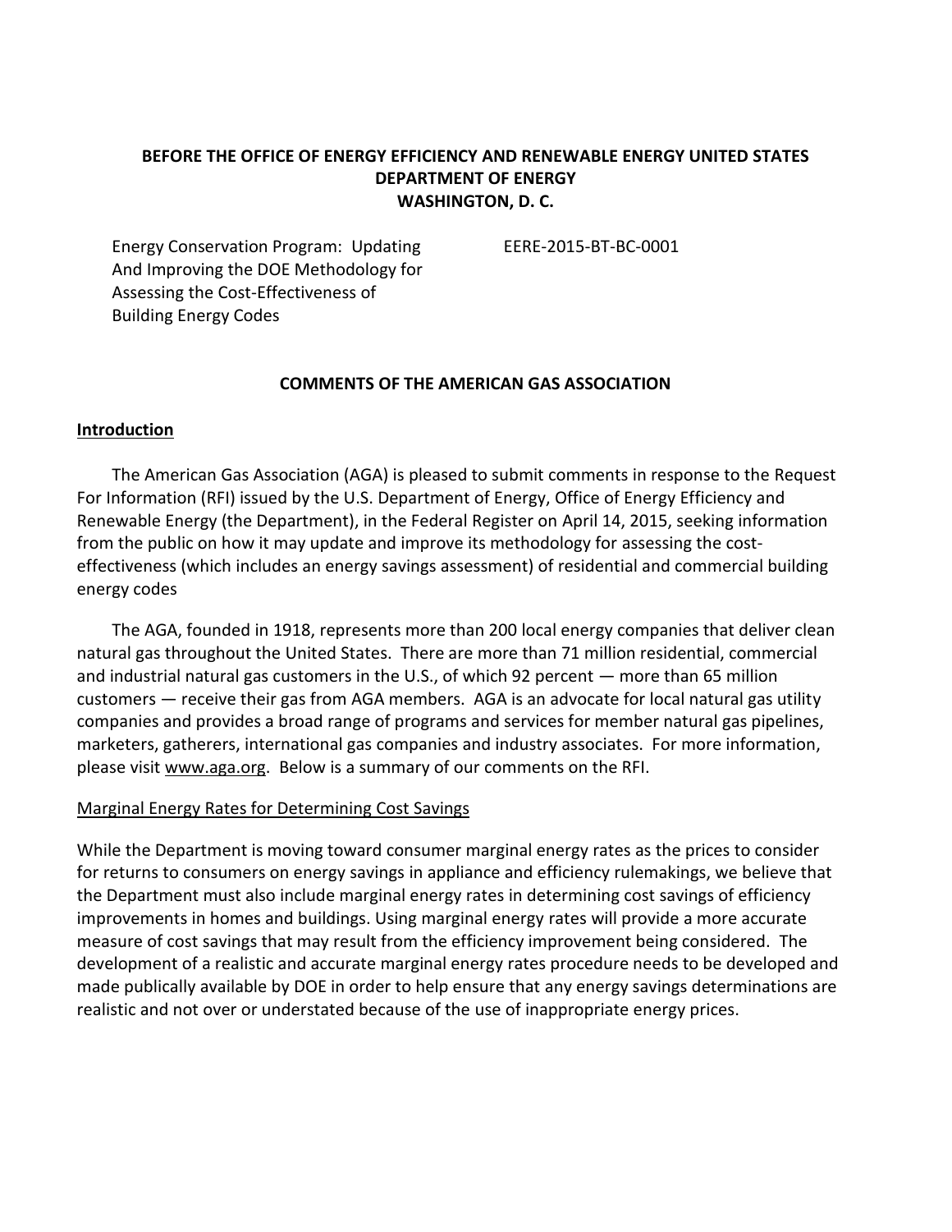**BEFORE THE OFFICE OF ENERGY EFFICIENCY AND RENEWABLE ENERGY UNITED STATES DEPARTMENT OF ENERGY WASHINGTON, D. C.**

Energy Conservation Program: Updating And Improving the DOE Methodology for Assessing the Cost-Effectiveness of Building Energy Codes

EERE-2015-BT-BC-0001

**COMMENTS OF THE AMERICAN GAS ASSOCIATION**

**Introduction**

The American Gas Association (AGA) is pleased to submit comments in response to the Request For Information (RFI) issued by the U.S. Department of Energy, Office of Energy Efficiency and Renewable Energy (the Department), in the Federal Register on April 14, 2015, seeking information from the public on how it may update and improve its methodology for assessing the cost-effectiveness (which includes an energy savings assessment) of residential and commercial building energy codes

The AGA, founded in 1918, represents more than 200 local energy companies that deliver clean natural gas throughout the United States. There are more than 71 million residential, commercial and industrial natural gas customers in the U.S., of which 92 percent — more than 65 million customers — receive their gas from AGA members. AGA is an advocate for local natural gas utility companies and provides a broad range of programs and services for member natural gas pipelines, marketers, gatherers, international gas companies and industry associates. For more information, please visit www.aga.org. Below is a summary of our comments on the RFI.

Marginal Energy Rates for Determining Cost Savings

While the Department is moving toward consumer marginal energy rates as the prices to consider for returns to consumers on energy savings in appliance and efficiency rulemakings, we believe that the Department must also include marginal energy rates in determining cost savings of efficiency improvements in homes and buildings. Using marginal energy rates will provide a more accurate measure of cost savings that may result from the efficiency improvement being considered. The development of a realistic and accurate marginal energy rates procedure needs to be developed and made publically available by DOE in order to help ensure that any energy savings determinations are realistic and not over or understated because of the use of inappropriate energy prices.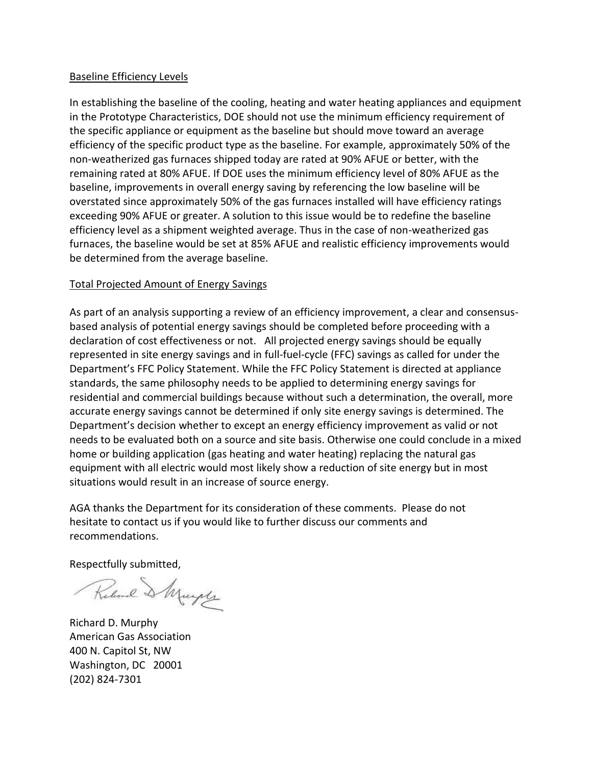Baseline Efficiency Levels

In establishing the baseline of the cooling, heating and water heating appliances and equipment in the Prototype Characteristics, DOE should not use the minimum efficiency requirement of the specific appliance or equipment as the baseline but should move toward an average efficiency of the specific product type as the baseline. For example, approximately 50% of the non-weatherized gas furnaces shipped today are rated at 90% AFUE or better, with the remaining rated at 80% AFUE. If DOE uses the minimum efficiency level of 80% AFUE as the baseline, improvements in overall energy saving by referencing the low baseline will be overstated since approximately 50% of the gas furnaces installed will have efficiency ratings exceeding 90% AFUE or greater. A solution to this issue would be to redefine the baseline efficiency level as a shipment weighted average. Thus in the case of non-weatherized gas furnaces, the baseline would be set at 85% AFUE and realistic efficiency improvements would be determined from the average baseline.

Total Projected Amount of Energy Savings

As part of an analysis supporting a review of an efficiency improvement, a clear and consensus-based analysis of potential energy savings should be completed before proceeding with a declaration of cost effectiveness or not. All projected energy savings should be equally represented in site energy savings and in full-fuel-cycle (FFC) savings as called for under the Department's FFC Policy Statement. While the FFC Policy Statement is directed at appliance standards, the same philosophy needs to be applied to determining energy savings for residential and commercial buildings because without such a determination, the overall, more accurate energy savings cannot be determined if only site energy savings is determined. The Department's decision whether to except an energy efficiency improvement as valid or not needs to be evaluated both on a source and site basis. Otherwise one could conclude in a mixed home or building application (gas heating and water heating) replacing the natural gas equipment with all electric would most likely show a reduction of site energy but in most situations would result in an increase of source energy.

AGA thanks the Department for its consideration of these comments. Please do not hesitate to contact us if you would like to further discuss our comments and recommendations.

Respectfully submitted,

Richard D. Murphy
American Gas Association
400 N. Capitol St, NW
Washington, DC 20001
(202) 824-7301